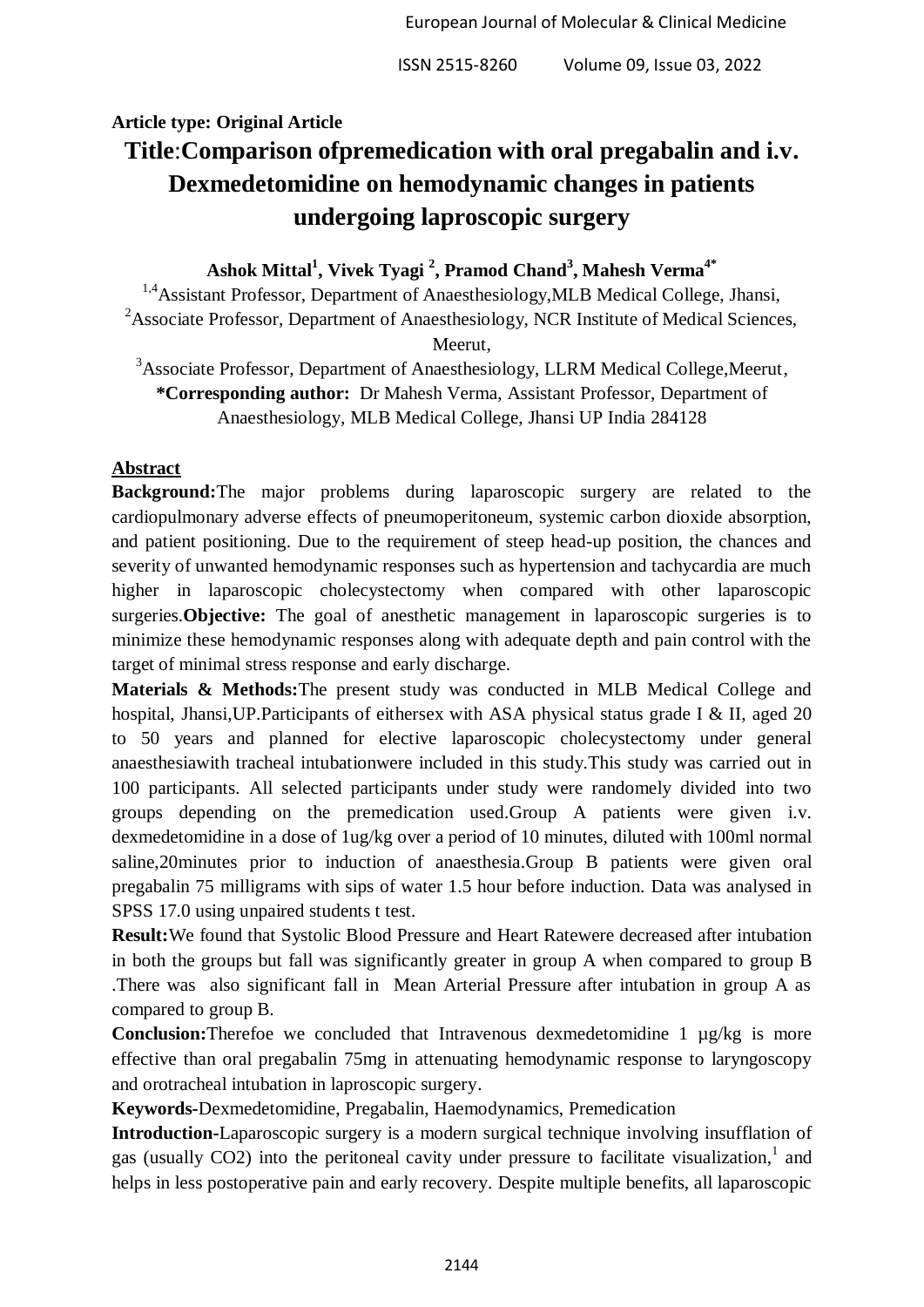**Article type: Original Article**

# Title:Comparison ofpremedication with oral pregabalin and i.v. Dexmedetomidine on hemodynamic changes in patients undergoing laproscopic surgery

**Ashok Mittal[1], Vivek Tyagi [2], Pramod Chand[3], Mahesh Verma[4*]**

[1,4]Assistant Professor, Department of Anaesthesiology,MLB Medical College, Jhansi,

[2]Associate Professor, Department of Anaesthesiology, NCR Institute of Medical Sciences, Meerut,

[3]Associate Professor, Department of Anaesthesiology, LLRM Medical College,Meerut,

**\*Corresponding author:** Dr Mahesh Verma, Assistant Professor, Department of Anaesthesiology, MLB Medical College, Jhansi UP India 284128

## Abstract

**Background:**The major problems during laparoscopic surgery are related to the cardiopulmonary adverse effects of pneumoperitoneum, systemic carbon dioxide absorption, and patient positioning. Due to the requirement of steep head-up position, the chances and severity of unwanted hemodynamic responses such as hypertension and tachycardia are much higher in laparoscopic cholecystectomy when compared with other laparoscopic surgeries.**Objective:** The goal of anesthetic management in laparoscopic surgeries is to minimize these hemodynamic responses along with adequate depth and pain control with the target of minimal stress response and early discharge.

**Materials & Methods:**The present study was conducted in MLB Medical College and hospital, Jhansi,UP.Participants of eithersex with ASA physical status grade I & II, aged 20 to 50 years and planned for elective laparoscopic cholecystectomy under general anaesthesiawith tracheal intubationwere included in this study.This study was carried out in 100 participants. All selected participants under study were randomely divided into two groups depending on the premedication used.Group A patients were given i.v. dexmedetomidine in a dose of 1ug/kg over a period of 10 minutes, diluted with 100ml normal saline,20minutes prior to induction of anaesthesia.Group B patients were given oral pregabalin 75 milligrams with sips of water 1.5 hour before induction. Data was analysed in SPSS 17.0 using unpaired students t test.

**Result:**We found that Systolic Blood Pressure and Heart Ratewere decreased after intubation in both the groups but fall was significantly greater in group A when compared to group B .There was also significant fall in Mean Arterial Pressure after intubation in group A as compared to group B.

**Conclusion:**Therefoe we concluded that Intravenous dexmedetomidine 1 µg/kg is more effective than oral pregabalin 75mg in attenuating hemodynamic response to laryngoscopy and orotracheal intubation in laproscopic surgery.

**Keywords**-Dexmedetomidine, Pregabalin, Haemodynamics, Premedication

**Introduction**-Laparoscopic surgery is a modern surgical technique involving insufflation of gas (usually $CO_2$) into the peritoneal cavity under pressure to facilitate visualization,[1] and helps in less postoperative pain and early recovery. Despite multiple benefits, all laparoscopic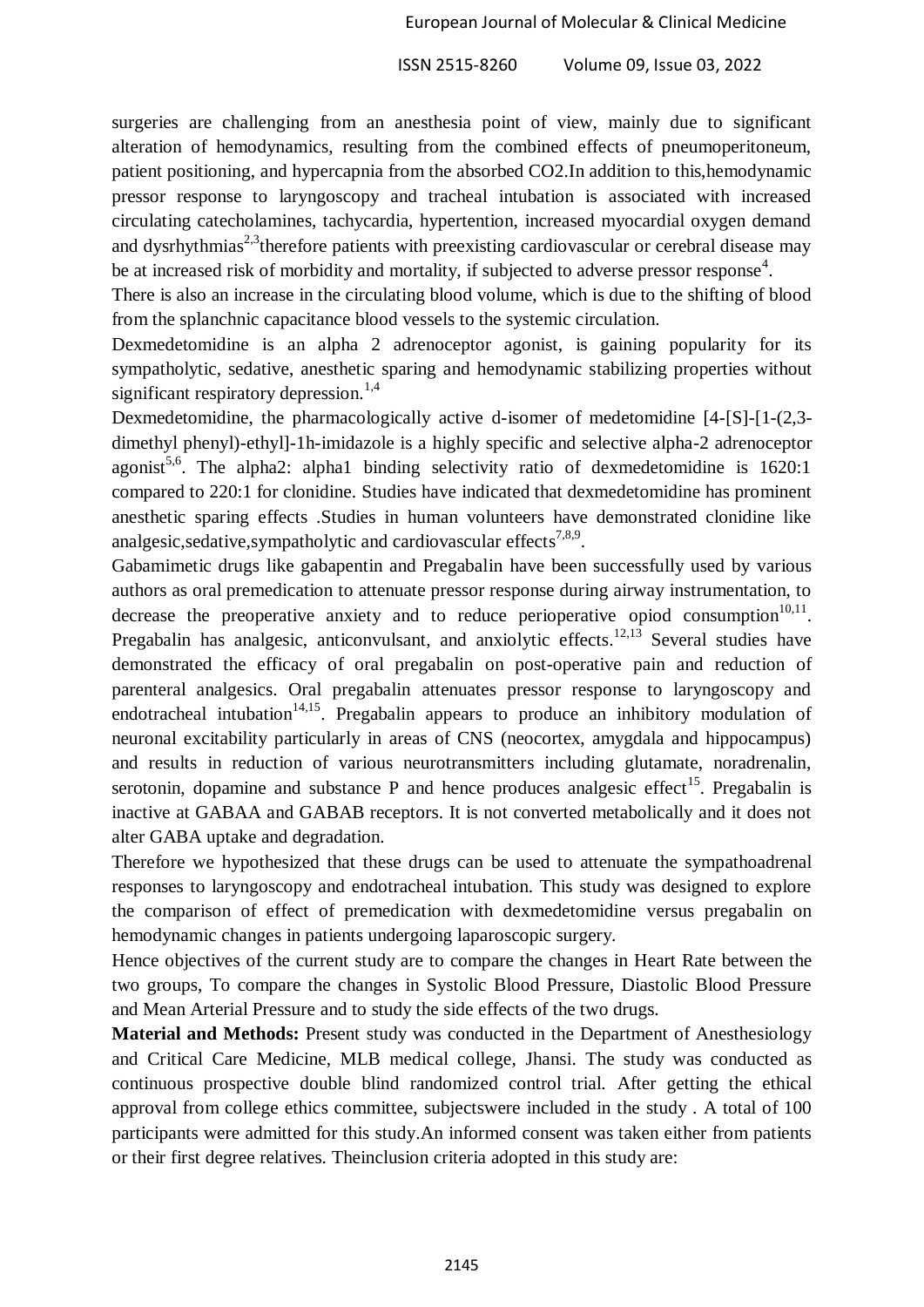surgeries are challenging from an anesthesia point of view, mainly due to significant alteration of hemodynamics, resulting from the combined effects of pneumoperitoneum, patient positioning, and hypercapnia from the absorbed $CO_2$.In addition to this,hemodynamic pressor response to laryngoscopy and tracheal intubation is associated with increased circulating catecholamines, tachycardia, hypertention, increased myocardial oxygen demand and dysrhythmias[2,3]therefore patients with preexisting cardiovascular or cerebral disease may be at increased risk of morbidity and mortality, if subjected to adverse pressor response[4].

There is also an increase in the circulating blood volume, which is due to the shifting of blood from the splanchnic capacitance blood vessels to the systemic circulation.

Dexmedetomidine is an alpha 2 adrenoceptor agonist, is gaining popularity for its sympatholytic, sedative, anesthetic sparing and hemodynamic stabilizing properties without significant respiratory depression.[1,4]

Dexmedetomidine, the pharmacologically active d-isomer of medetomidine [4-[S]-[1-(2,3-dimethyl phenyl)-ethyl]-1h-imidazole is a highly specific and selective alpha-2 adrenoceptor agonist[5,6]. The alpha2: alpha1 binding selectivity ratio of dexmedetomidine is 1620:1 compared to 220:1 for clonidine. Studies have indicated that dexmedetomidine has prominent anesthetic sparing effects .Studies in human volunteers have demonstrated clonidine like analgesic,sedative,sympatholytic and cardiovascular effects[7,8,9].

Gabamimetic drugs like gabapentin and Pregabalin have been successfully used by various authors as oral premedication to attenuate pressor response during airway instrumentation, to decrease the preoperative anxiety and to reduce perioperative opiod consumption[10,11]. Pregabalin has analgesic, anticonvulsant, and anxiolytic effects.[12,13] Several studies have demonstrated the efficacy of oral pregabalin on post-operative pain and reduction of parenteral analgesics. Oral pregabalin attenuates pressor response to laryngoscopy and endotracheal intubation[14,15]. Pregabalin appears to produce an inhibitory modulation of neuronal excitability particularly in areas of CNS (neocortex, amygdala and hippocampus) and results in reduction of various neurotransmitters including glutamate, noradrenalin, serotonin, dopamine and substance P and hence produces analgesic effect[15]. Pregabalin is inactive at GABAA and GABAB receptors. It is not converted metabolically and it does not alter GABA uptake and degradation.

Therefore we hypothesized that these drugs can be used to attenuate the sympathoadrenal responses to laryngoscopy and endotracheal intubation. This study was designed to explore the comparison of effect of premedication with dexmedetomidine versus pregabalin on hemodynamic changes in patients undergoing laparoscopic surgery.

Hence objectives of the current study are to compare the changes in Heart Rate between the two groups, To compare the changes in Systolic Blood Pressure, Diastolic Blood Pressure and Mean Arterial Pressure and to study the side effects of the two drugs.

**Material and Methods:** Present study was conducted in the Department of Anesthesiology and Critical Care Medicine, MLB medical college, Jhansi. The study was conducted as continuous prospective double blind randomized control trial. After getting the ethical approval from college ethics committee, subjectswere included in the study . A total of 100 participants were admitted for this study.An informed consent was taken either from patients or their first degree relatives. Theinclusion criteria adopted in this study are: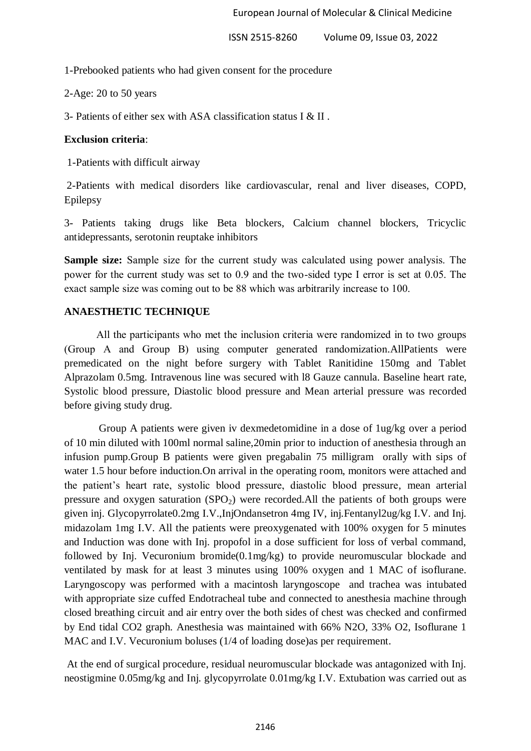1-Prebooked patients who had given consent for the procedure

2-Age: 20 to 50 years

3- Patients of either sex with ASA classification status I & II .

**Exclusion criteria**:

1-Patients with difficult airway

2-Patients with medical disorders like cardiovascular, renal and liver diseases, COPD, Epilepsy

3- Patients taking drugs like Beta blockers, Calcium channel blockers, Tricyclic antidepressants, serotonin reuptake inhibitors

**Sample size:** Sample size for the current study was calculated using power analysis. The power for the current study was set to 0.9 and the two-sided type I error is set at 0.05. The exact sample size was coming out to be 88 which was arbitrarily increase to 100.

**ANAESTHETIC TECHNIQUE**

All the participants who met the inclusion criteria were randomized in to two groups (Group A and Group B) using computer generated randomization.AllPatients were premedicated on the night before surgery with Tablet Ranitidine 150mg and Tablet Alprazolam 0.5mg. Intravenous line was secured with l8 Gauze cannula. Baseline heart rate, Systolic blood pressure, Diastolic blood pressure and Mean arterial pressure was recorded before giving study drug.

Group A patients were given iv dexmedetomidine in a dose of 1ug/kg over a period of 10 min diluted with 100ml normal saline,20min prior to induction of anesthesia through an infusion pump.Group B patients were given pregabalin 75 milligram orally with sips of water 1.5 hour before induction.On arrival in the operating room, monitors were attached and the patient's heart rate, systolic blood pressure, diastolic blood pressure, mean arterial pressure and oxygen saturation ($SPO_2$) were recorded.All the patients of both groups were given inj. Glycopyrrolate0.2mg I.V.,InjOndansetron 4mg IV, inj.Fentanyl2ug/kg I.V. and Inj. midazolam 1mg I.V. All the patients were preoxygenated with 100% oxygen for 5 minutes and Induction was done with Inj. propofol in a dose sufficient for loss of verbal command, followed by Inj. Vecuronium bromide(0.1mg/kg) to provide neuromuscular blockade and ventilated by mask for at least 3 minutes using 100% oxygen and 1 MAC of isoflurane. Laryngoscopy was performed with a macintosh laryngoscope and trachea was intubated with appropriate size cuffed Endotracheal tube and connected to anesthesia machine through closed breathing circuit and air entry over the both sides of chest was checked and confirmed by End tidal CO2 graph. Anesthesia was maintained with 66% N2O, 33% O2, Isoflurane 1 MAC and I.V. Vecuronium boluses (1/4 of loading dose)as per requirement.

At the end of surgical procedure, residual neuromuscular blockade was antagonized with Inj. neostigmine 0.05mg/kg and Inj. glycopyrrolate 0.01mg/kg I.V. Extubation was carried out as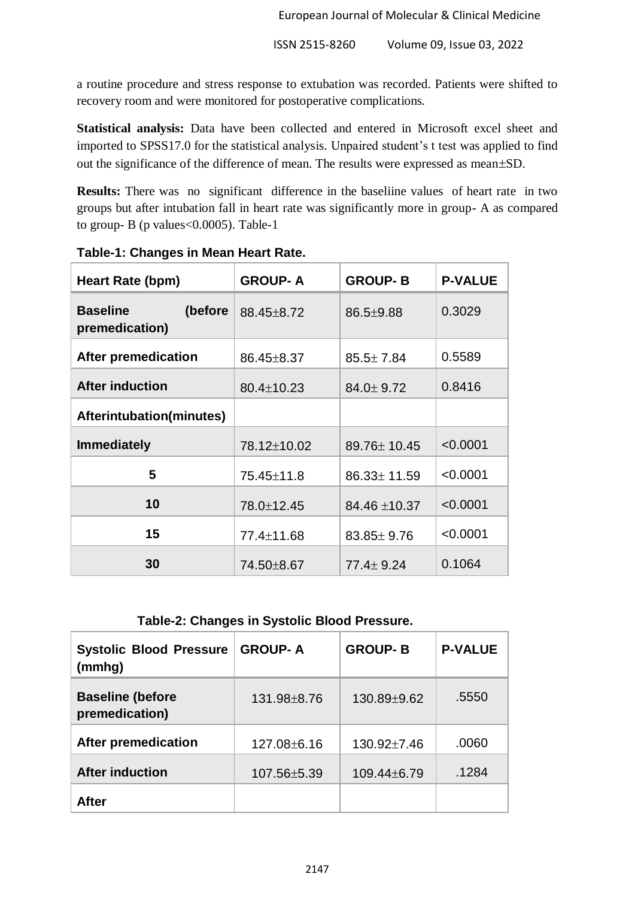a routine procedure and stress response to extubation was recorded. Patients were shifted to recovery room and were monitored for postoperative complications.

**Statistical analysis:** Data have been collected and entered in Microsoft excel sheet and imported to SPSS17.0 for the statistical analysis. Unpaired student's t test was applied to find out the significance of the difference of mean. The results were expressed as mean±SD.

**Results:** There was no significant difference in the baseliine values of heart rate in two groups but after intubation fall in heart rate was significantly more in group- A as compared to group- B (p values<0.0005). Table-1

**Table-1: Changes in Mean Heart Rate.**

| Heart Rate (bpm) | GROUP- A | GROUP- B | P-VALUE |
|---|---|---|---|
| Baseline (before premedication) | 88.45±8.72 | 86.5±9.88 | 0.3029 |
| After premedication | 86.45±8.37 | 85.5± 7.84 | 0.5589 |
| After induction | 80.4±10.23 | 84.0± 9.72 | 0.8416 |
| Afterintubation(minutes) | | | |
| Immediately | 78.12±10.02 | 89.76± 10.45 | <0.0001 |
| 5 | 75.45±11.8 | 86.33± 11.59 | <0.0001 |
| 10 | 78.0±12.45 | 84.46 ±10.37 | <0.0001 |
| 15 | 77.4±11.68 | 83.85± 9.76 | <0.0001 |
| 30 | 74.50±8.67 | 77.4± 9.24 | 0.1064 |

**Table-2: Changes in Systolic Blood Pressure.**

| Systolic Blood Pressure (mmhg) | GROUP- A | GROUP- B | P-VALUE |
|---|---|---|---|
| Baseline (before premedication) | 131.98±8.76 | 130.89±9.62 | .5550 |
| After premedication | 127.08±6.16 | 130.92±7.46 | .0060 |
| After induction | 107.56±5.39 | 109.44±6.79 | .1284 |
| After | | | |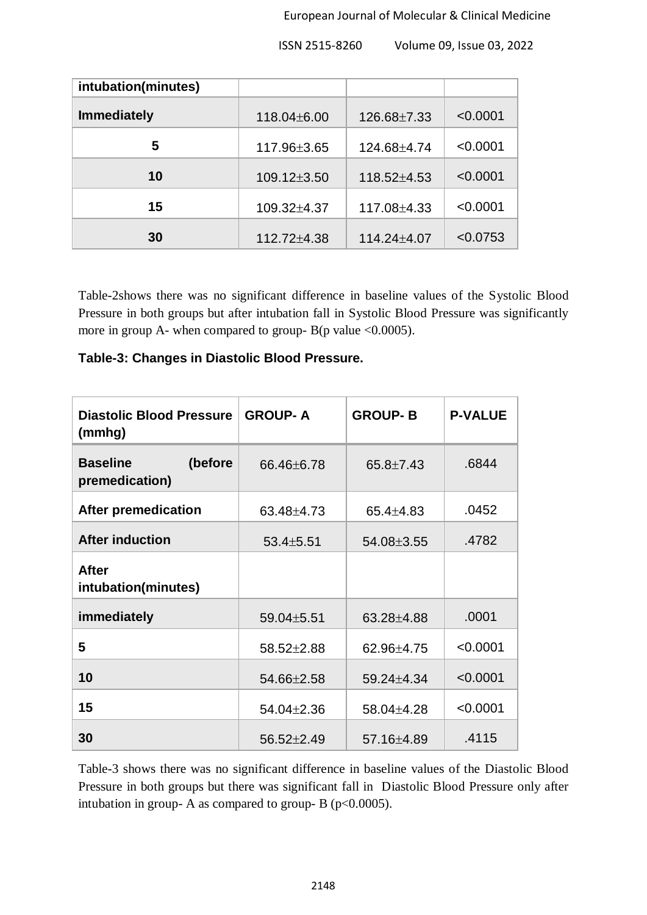| | | | |
|---|---|---|---|
| intubation(minutes) | | | |
| Immediately | 118.04±6.00 | 126.68±7.33 | <0.0001 |
| 5 | 117.96±3.65 | 124.68±4.74 | <0.0001 |
| 10 | 109.12±3.50 | 118.52±4.53 | <0.0001 |
| 15 | 109.32±4.37 | 117.08±4.33 | <0.0001 |
| 30 | 112.72±4.38 | 114.24±4.07 | <0.0753 |

Table-2shows there was no significant difference in baseline values of the Systolic Blood Pressure in both groups but after intubation fall in Systolic Blood Pressure was significantly more in group A- when compared to group- B(p value <0.0005).

**Table-3: Changes in Diastolic Blood Pressure.**

| Diastolic Blood Pressure (mmhg) | GROUP- A | GROUP- B | P-VALUE |
|---|---|---|---|
| Baseline (before premedication) | 66.46±6.78 | 65.8±7.43 | .6844 |
| After premedication | 63.48±4.73 | 65.4±4.83 | .0452 |
| After induction | 53.4±5.51 | 54.08±3.55 | .4782 |
| After intubation(minutes) | | | |
| immediately | 59.04±5.51 | 63.28±4.88 | .0001 |
| 5 | 58.52±2.88 | 62.96±4.75 | <0.0001 |
| 10 | 54.66±2.58 | 59.24±4.34 | <0.0001 |
| 15 | 54.04±2.36 | 58.04±4.28 | <0.0001 |
| 30 | 56.52±2.49 | 57.16±4.89 | .4115 |

Table-3 shows there was no significant difference in baseline values of the Diastolic Blood Pressure in both groups but there was significant fall in Diastolic Blood Pressure only after intubation in group- A as compared to group- B (p<0.0005).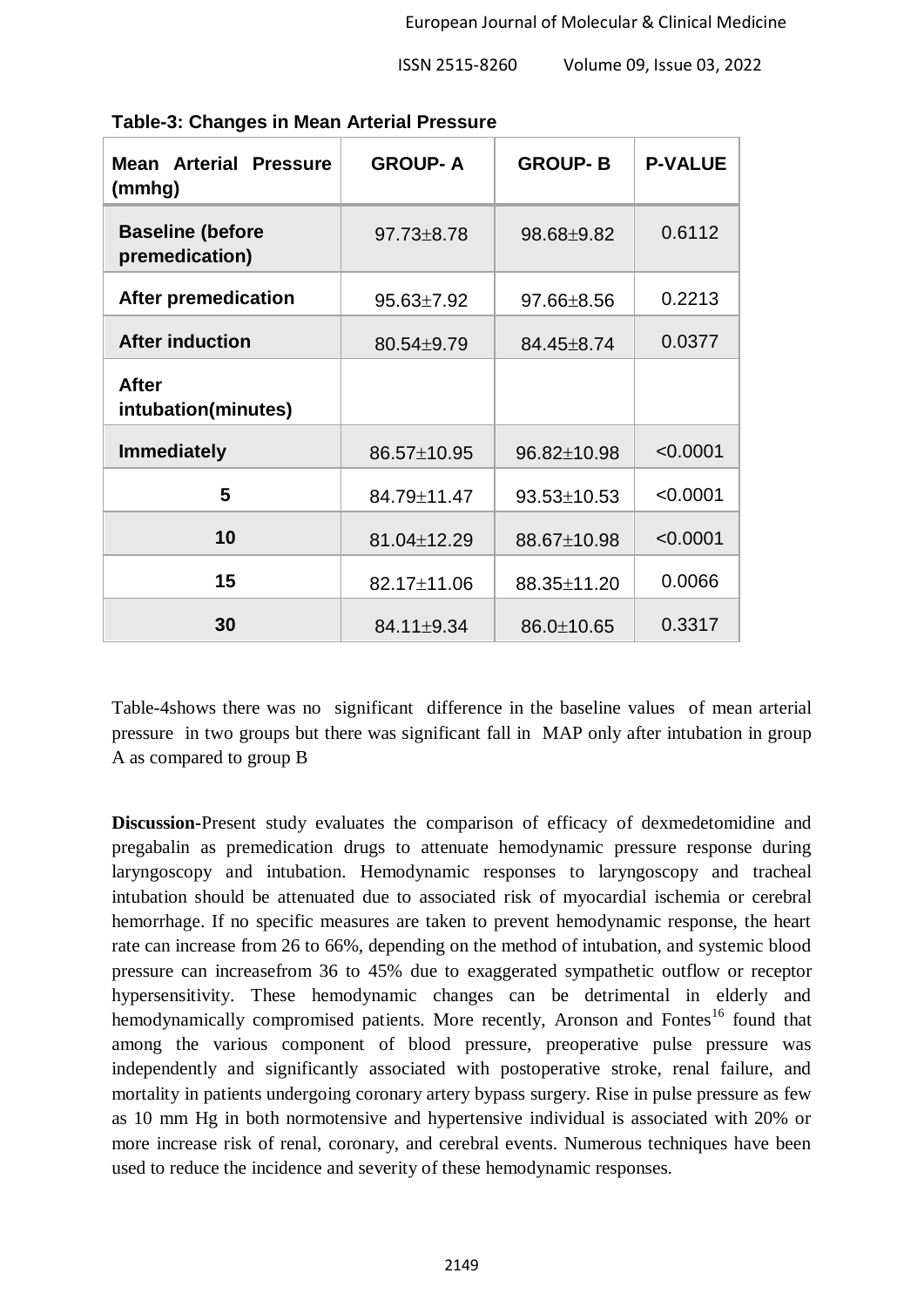**Table-3: Changes in Mean Arterial Pressure**

| Mean Arterial Pressure (mmhg) | GROUP- A | GROUP- B | P-VALUE |
|---|---|---|---|
| **Baseline (before premedication)** | 97.73±8.78 | 98.68±9.82 | 0.6112 |
| **After premedication** | 95.63±7.92 | 97.66±8.56 | 0.2213 |
| **After induction** | 80.54±9.79 | 84.45±8.74 | 0.0377 |
| **After intubation(minutes)** | | | |
| **Immediately** | 86.57±10.95 | 96.82±10.98 | <0.0001 |
| **5** | 84.79±11.47 | 93.53±10.53 | <0.0001 |
| **10** | 81.04±12.29 | 88.67±10.98 | <0.0001 |
| **15** | 82.17±11.06 | 88.35±11.20 | 0.0066 |
| **30** | 84.11±9.34 | 86.0±10.65 | 0.3317 |

Table-4shows there was no significant difference in the baseline values of mean arterial pressure in two groups but there was significant fall in MAP only after intubation in group A as compared to group B

**Discussion-**Present study evaluates the comparison of efficacy of dexmedetomidine and pregabalin as premedication drugs to attenuate hemodynamic pressure response during laryngoscopy and intubation. Hemodynamic responses to laryngoscopy and tracheal intubation should be attenuated due to associated risk of myocardial ischemia or cerebral hemorrhage. If no specific measures are taken to prevent hemodynamic response, the heart rate can increase from 26 to 66%, depending on the method of intubation, and systemic blood pressure can increasefrom 36 to 45% due to exaggerated sympathetic outflow or receptor hypersensitivity. These hemodynamic changes can be detrimental in elderly and hemodynamically compromised patients. More recently, Aronson and Fontes[16] found that among the various component of blood pressure, preoperative pulse pressure was independently and significantly associated with postoperative stroke, renal failure, and mortality in patients undergoing coronary artery bypass surgery. Rise in pulse pressure as few as 10 mm Hg in both normotensive and hypertensive individual is associated with 20% or more increase risk of renal, coronary, and cerebral events. Numerous techniques have been used to reduce the incidence and severity of these hemodynamic responses.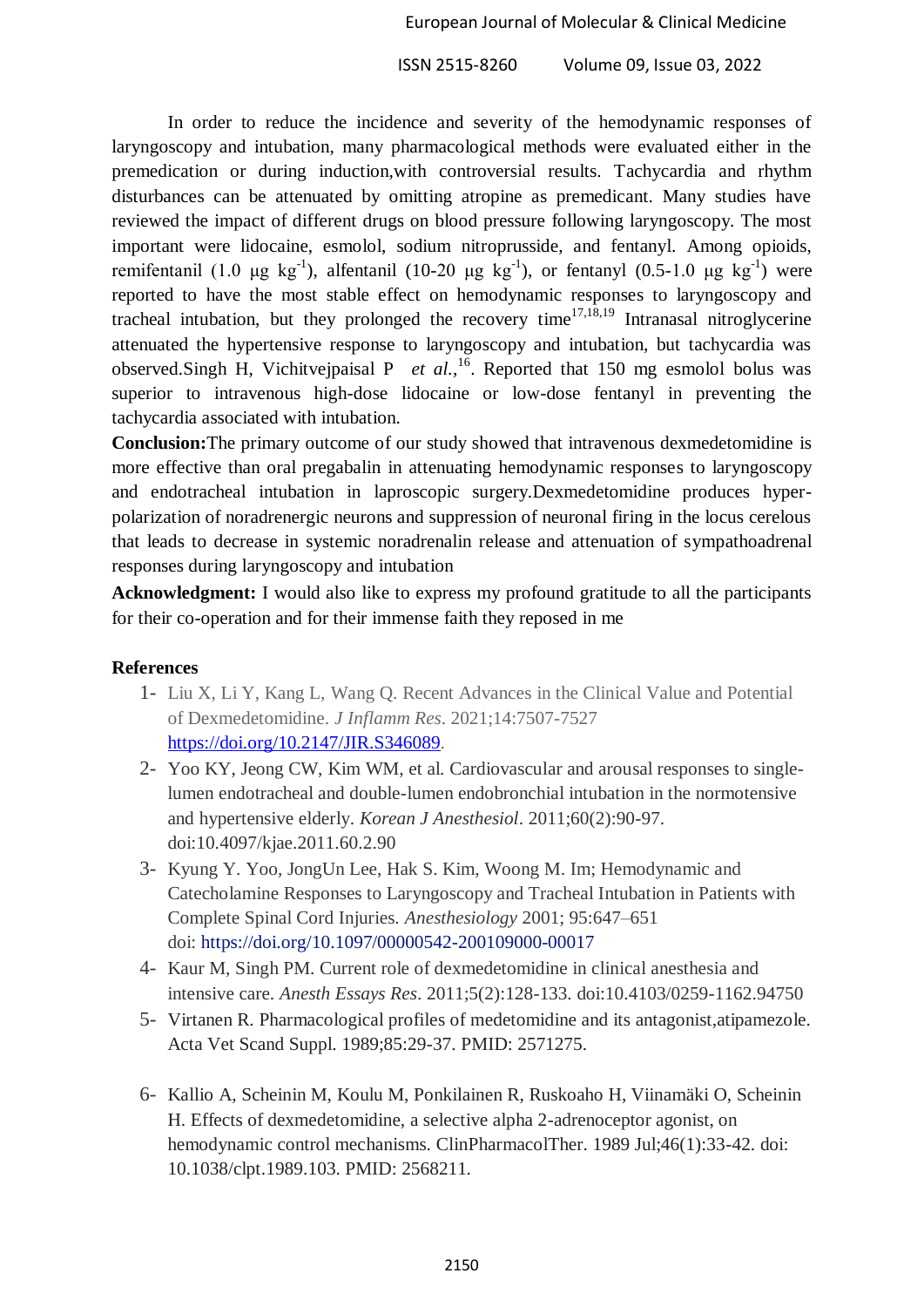In order to reduce the incidence and severity of the hemodynamic responses of laryngoscopy and intubation, many pharmacological methods were evaluated either in the premedication or during induction,with controversial results. Tachycardia and rhythm disturbances can be attenuated by omitting atropine as premedicant. Many studies have reviewed the impact of different drugs on blood pressure following laryngoscopy. The most important were lidocaine, esmolol, sodium nitroprusside, and fentanyl. Among opioids, remifentanil (1.0 μg $kg^{-1}$), alfentanil (10-20 μg $kg^{-1}$), or fentanyl (0.5-1.0 μg $kg^{-1}$) were reported to have the most stable effect on hemodynamic responses to laryngoscopy and tracheal intubation, but they prolonged the recovery time[17,18,19] Intranasal nitroglycerine attenuated the hypertensive response to laryngoscopy and intubation, but tachycardia was observed.Singh H, Vichitvejpaisal P *et al.,*[16]. Reported that 150 mg esmolol bolus was superior to intravenous high-dose lidocaine or low-dose fentanyl in preventing the tachycardia associated with intubation.

**Conclusion:**The primary outcome of our study showed that intravenous dexmedetomidine is more effective than oral pregabalin in attenuating hemodynamic responses to laryngoscopy and endotracheal intubation in laproscopic surgery.Dexmedetomidine produces hyper-polarization of noradrenergic neurons and suppression of neuronal firing in the locus cerelous that leads to decrease in systemic noradrenalin release and attenuation of sympathoadrenal responses during laryngoscopy and intubation

**Acknowledgment:** I would also like to express my profound gratitude to all the participants for their co-operation and for their immense faith they reposed in me

## References

1- Liu X, Li Y, Kang L, Wang Q. Recent Advances in the Clinical Value and Potential of Dexmedetomidine. *J Inflamm Res*. 2021;14:7507-7527 https://doi.org/10.2147/JIR.S346089.

2- Yoo KY, Jeong CW, Kim WM, et al. Cardiovascular and arousal responses to single-lumen endotracheal and double-lumen endobronchial intubation in the normotensive and hypertensive elderly. *Korean J Anesthesiol*. 2011;60(2):90-97. doi:10.4097/kjae.2011.60.2.90

3- Kyung Y. Yoo, JongUn Lee, Hak S. Kim, Woong M. Im; Hemodynamic and Catecholamine Responses to Laryngoscopy and Tracheal Intubation in Patients with Complete Spinal Cord Injuries. *Anesthesiology* 2001; 95:647–651 doi: https://doi.org/10.1097/00000542-200109000-00017

4- Kaur M, Singh PM. Current role of dexmedetomidine in clinical anesthesia and intensive care. *Anesth Essays Res*. 2011;5(2):128-133. doi:10.4103/0259-1162.94750

5- Virtanen R. Pharmacological profiles of medetomidine and its antagonist,atipamezole. Acta Vet Scand Suppl. 1989;85:29-37. PMID: 2571275.

6- Kallio A, Scheinin M, Koulu M, Ponkilainen R, Ruskoaho H, Viinamäki O, Scheinin H. Effects of dexmedetomidine, a selective alpha 2-adrenoceptor agonist, on hemodynamic control mechanisms. ClinPharmacolTher. 1989 Jul;46(1):33-42. doi: 10.1038/clpt.1989.103. PMID: 2568211.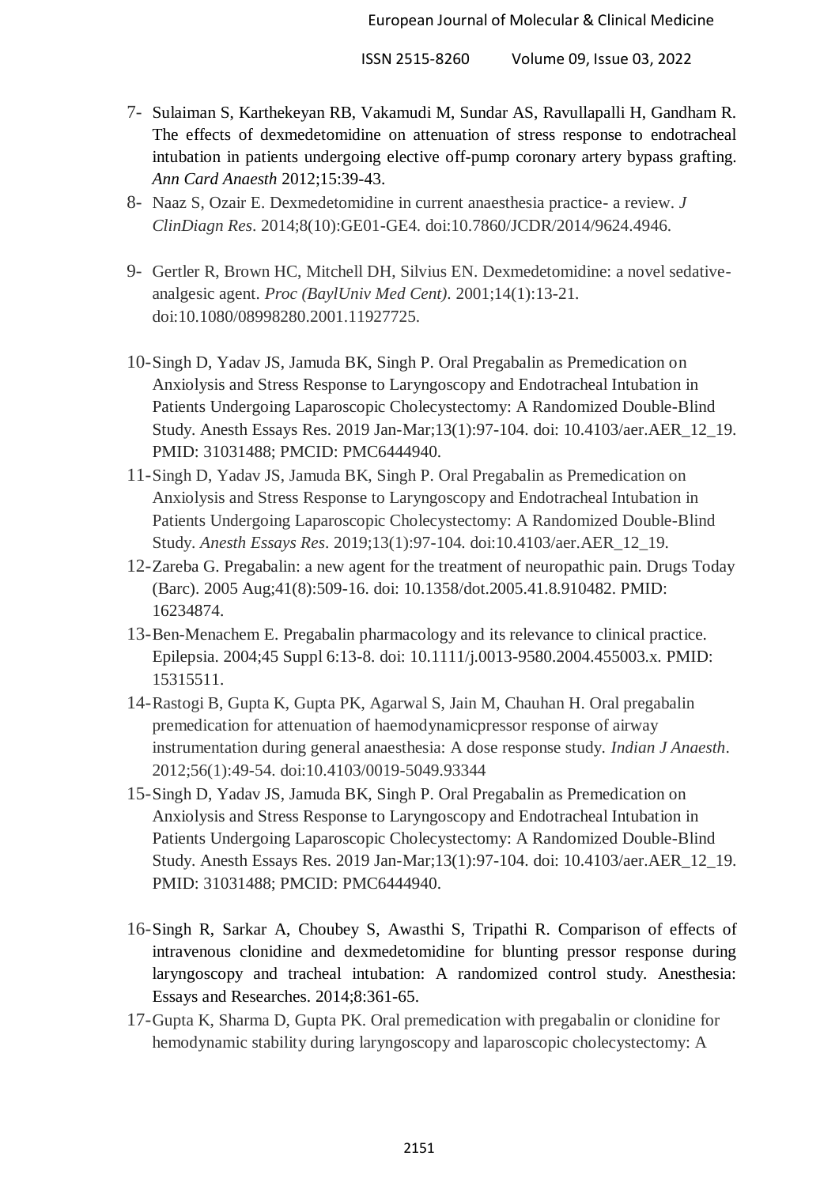7- Sulaiman S, Karthekeyan RB, Vakamudi M, Sundar AS, Ravullapalli H, Gandham R. The effects of dexmedetomidine on attenuation of stress response to endotracheal intubation in patients undergoing elective off-pump coronary artery bypass grafting. *Ann Card Anaesth* 2012;15:39-43.

8- Naaz S, Ozair E. Dexmedetomidine in current anaesthesia practice- a review. *J ClinDiagn Res*. 2014;8(10):GE01-GE4. doi:10.7860/JCDR/2014/9624.4946.

9- Gertler R, Brown HC, Mitchell DH, Silvius EN. Dexmedetomidine: a novel sedative-analgesic agent. *Proc (BaylUniv Med Cent)*. 2001;14(1):13-21. doi:10.1080/08998280.2001.11927725.

10- Singh D, Yadav JS, Jamuda BK, Singh P. Oral Pregabalin as Premedication on Anxiolysis and Stress Response to Laryngoscopy and Endotracheal Intubation in Patients Undergoing Laparoscopic Cholecystectomy: A Randomized Double-Blind Study. Anesth Essays Res. 2019 Jan-Mar;13(1):97-104. doi: 10.4103/aer.AER_12_19. PMID: 31031488; PMCID: PMC6444940.

11- Singh D, Yadav JS, Jamuda BK, Singh P. Oral Pregabalin as Premedication on Anxiolysis and Stress Response to Laryngoscopy and Endotracheal Intubation in Patients Undergoing Laparoscopic Cholecystectomy: A Randomized Double-Blind Study. *Anesth Essays Res*. 2019;13(1):97-104. doi:10.4103/aer.AER_12_19.

12- Zareba G. Pregabalin: a new agent for the treatment of neuropathic pain. Drugs Today (Barc). 2005 Aug;41(8):509-16. doi: 10.1358/dot.2005.41.8.910482. PMID: 16234874.

13- Ben-Menachem E. Pregabalin pharmacology and its relevance to clinical practice. Epilepsia. 2004;45 Suppl 6:13-8. doi: 10.1111/j.0013-9580.2004.455003.x. PMID: 15315511.

14- Rastogi B, Gupta K, Gupta PK, Agarwal S, Jain M, Chauhan H. Oral pregabalin premedication for attenuation of haemodynamicpressor response of airway instrumentation during general anaesthesia: A dose response study. *Indian J Anaesth*. 2012;56(1):49-54. doi:10.4103/0019-5049.93344

15- Singh D, Yadav JS, Jamuda BK, Singh P. Oral Pregabalin as Premedication on Anxiolysis and Stress Response to Laryngoscopy and Endotracheal Intubation in Patients Undergoing Laparoscopic Cholecystectomy: A Randomized Double-Blind Study. Anesth Essays Res. 2019 Jan-Mar;13(1):97-104. doi: 10.4103/aer.AER_12_19. PMID: 31031488; PMCID: PMC6444940.

16- Singh R, Sarkar A, Choubey S, Awasthi S, Tripathi R. Comparison of effects of intravenous clonidine and dexmedetomidine for blunting pressor response during laryngoscopy and tracheal intubation: A randomized control study. Anesthesia: Essays and Researches. 2014;8:361-65.

17- Gupta K, Sharma D, Gupta PK. Oral premedication with pregabalin or clonidine for hemodynamic stability during laryngoscopy and laparoscopic cholecystectomy: A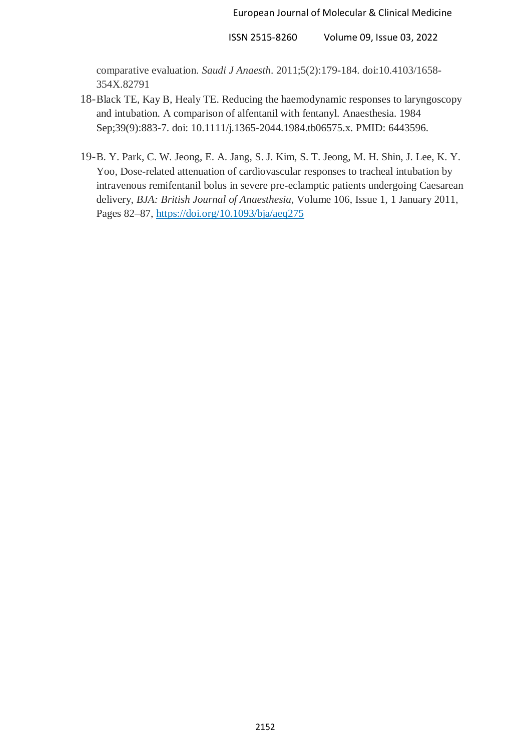comparative evaluation. *Saudi J Anaesth*. 2011;5(2):179-184. doi:10.4103/1658-354X.82791

18- Black TE, Kay B, Healy TE. Reducing the haemodynamic responses to laryngoscopy and intubation. A comparison of alfentanil with fentanyl. Anaesthesia. 1984 Sep;39(9):883-7. doi: 10.1111/j.1365-2044.1984.tb06575.x. PMID: 6443596.

19- B. Y. Park, C. W. Jeong, E. A. Jang, S. J. Kim, S. T. Jeong, M. H. Shin, J. Lee, K. Y. Yoo, Dose-related attenuation of cardiovascular responses to tracheal intubation by intravenous remifentanil bolus in severe pre-eclamptic patients undergoing Caesarean delivery, *BJA: British Journal of Anaesthesia*, Volume 106, Issue 1, 1 January 2011, Pages 82–87, https://doi.org/10.1093/bja/aeq275